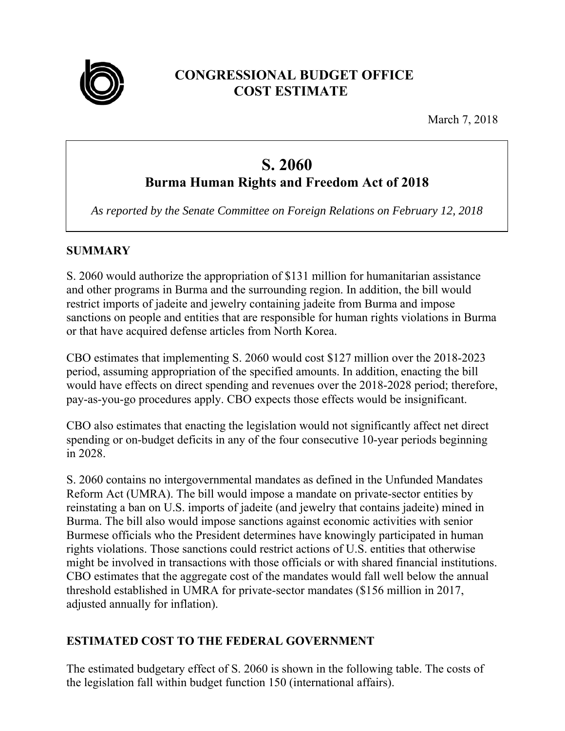# CONGRESSIONAL BUDGET OFFICE
# COST ESTIMATE

March 7, 2018

## S. 2060
### Burma Human Rights and Freedom Act of 2018

*As reported by the Senate Committee on Foreign Relations on February 12, 2018*

## SUMMARY

S. 2060 would authorize the appropriation of $131 million for humanitarian assistance and other programs in Burma and the surrounding region. In addition, the bill would restrict imports of jadeite and jewelry containing jadeite from Burma and impose sanctions on people and entities that are responsible for human rights violations in Burma or that have acquired defense articles from North Korea.

CBO estimates that implementing S. 2060 would cost $127 million over the 2018-2023 period, assuming appropriation of the specified amounts. In addition, enacting the bill would have effects on direct spending and revenues over the 2018-2028 period; therefore, pay-as-you-go procedures apply. CBO expects those effects would be insignificant.

CBO also estimates that enacting the legislation would not significantly affect net direct spending or on-budget deficits in any of the four consecutive 10-year periods beginning in 2028.

S. 2060 contains no intergovernmental mandates as defined in the Unfunded Mandates Reform Act (UMRA). The bill would impose a mandate on private-sector entities by reinstating a ban on U.S. imports of jadeite (and jewelry that contains jadeite) mined in Burma. The bill also would impose sanctions against economic activities with senior Burmese officials who the President determines have knowingly participated in human rights violations. Those sanctions could restrict actions of U.S. entities that otherwise might be involved in transactions with those officials or with shared financial institutions. CBO estimates that the aggregate cost of the mandates would fall well below the annual threshold established in UMRA for private-sector mandates ($156 million in 2017, adjusted annually for inflation).

## ESTIMATED COST TO THE FEDERAL GOVERNMENT

The estimated budgetary effect of S. 2060 is shown in the following table. The costs of the legislation fall within budget function 150 (international affairs).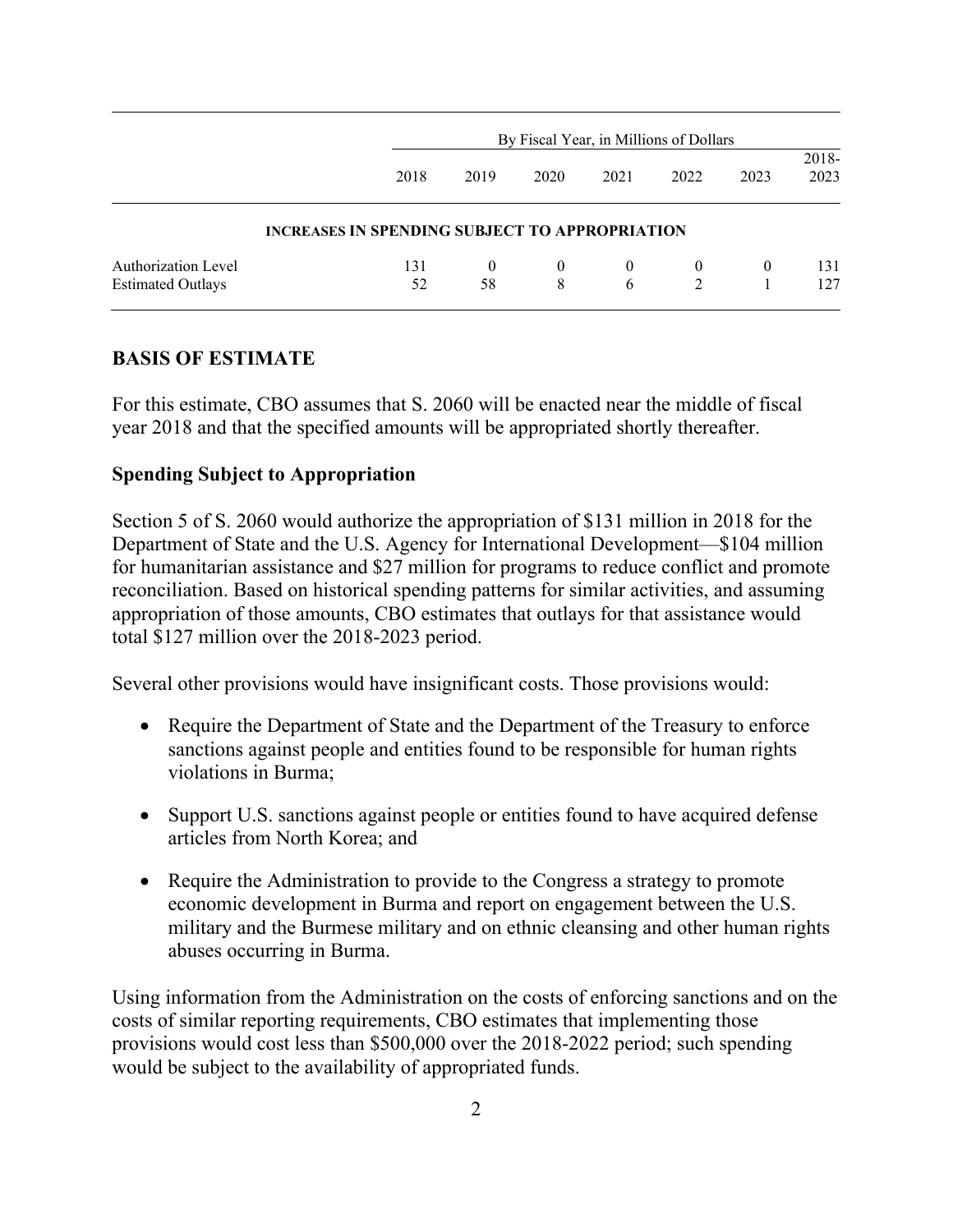| | By Fiscal Year, in Millions of Dollars | | | | | | |
|---|---|---|---|---|---|---|---|
| | 2018 | 2019 | 2020 | 2021 | 2022 | 2023 | 2018-2023 |
| **INCREASES IN SPENDING SUBJECT TO APPROPRIATION** | | | | | | | |
| Authorization Level | 131 | 0 | 0 | 0 | 0 | 0 | 131 |
| Estimated Outlays | 52 | 58 | 8 | 6 | 2 | 1 | 127 |

## BASIS OF ESTIMATE

For this estimate, CBO assumes that S. 2060 will be enacted near the middle of fiscal year 2018 and that the specified amounts will be appropriated shortly thereafter.

### Spending Subject to Appropriation

Section 5 of S. 2060 would authorize the appropriation of $131 million in 2018 for the Department of State and the U.S. Agency for International Development—$104 million for humanitarian assistance and $27 million for programs to reduce conflict and promote reconciliation. Based on historical spending patterns for similar activities, and assuming appropriation of those amounts, CBO estimates that outlays for that assistance would total $127 million over the 2018-2023 period.

Several other provisions would have insignificant costs. Those provisions would:

- Require the Department of State and the Department of the Treasury to enforce sanctions against people and entities found to be responsible for human rights violations in Burma;
- Support U.S. sanctions against people or entities found to have acquired defense articles from North Korea; and
- Require the Administration to provide to the Congress a strategy to promote economic development in Burma and report on engagement between the U.S. military and the Burmese military and on ethnic cleansing and other human rights abuses occurring in Burma.

Using information from the Administration on the costs of enforcing sanctions and on the costs of similar reporting requirements, CBO estimates that implementing those provisions would cost less than $500,000 over the 2018-2022 period; such spending would be subject to the availability of appropriated funds.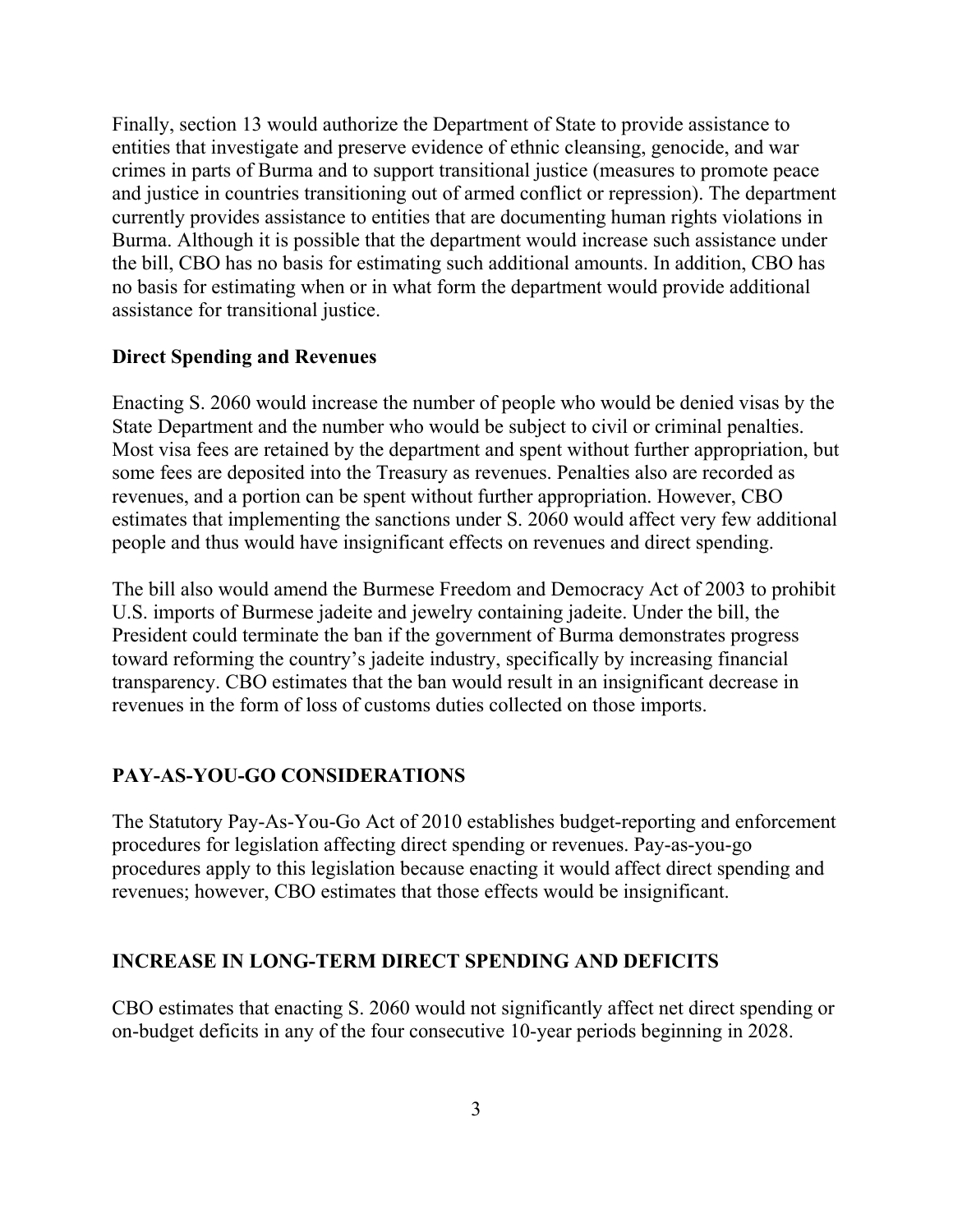Finally, section 13 would authorize the Department of State to provide assistance to entities that investigate and preserve evidence of ethnic cleansing, genocide, and war crimes in parts of Burma and to support transitional justice (measures to promote peace and justice in countries transitioning out of armed conflict or repression). The department currently provides assistance to entities that are documenting human rights violations in Burma. Although it is possible that the department would increase such assistance under the bill, CBO has no basis for estimating such additional amounts. In addition, CBO has no basis for estimating when or in what form the department would provide additional assistance for transitional justice.

### Direct Spending and Revenues

Enacting S. 2060 would increase the number of people who would be denied visas by the State Department and the number who would be subject to civil or criminal penalties. Most visa fees are retained by the department and spent without further appropriation, but some fees are deposited into the Treasury as revenues. Penalties also are recorded as revenues, and a portion can be spent without further appropriation. However, CBO estimates that implementing the sanctions under S. 2060 would affect very few additional people and thus would have insignificant effects on revenues and direct spending.

The bill also would amend the Burmese Freedom and Democracy Act of 2003 to prohibit U.S. imports of Burmese jadeite and jewelry containing jadeite. Under the bill, the President could terminate the ban if the government of Burma demonstrates progress toward reforming the country's jadeite industry, specifically by increasing financial transparency. CBO estimates that the ban would result in an insignificant decrease in revenues in the form of loss of customs duties collected on those imports.

## PAY-AS-YOU-GO CONSIDERATIONS

The Statutory Pay-As-You-Go Act of 2010 establishes budget-reporting and enforcement procedures for legislation affecting direct spending or revenues. Pay-as-you-go procedures apply to this legislation because enacting it would affect direct spending and revenues; however, CBO estimates that those effects would be insignificant.

## INCREASE IN LONG-TERM DIRECT SPENDING AND DEFICITS

CBO estimates that enacting S. 2060 would not significantly affect net direct spending or on-budget deficits in any of the four consecutive 10-year periods beginning in 2028.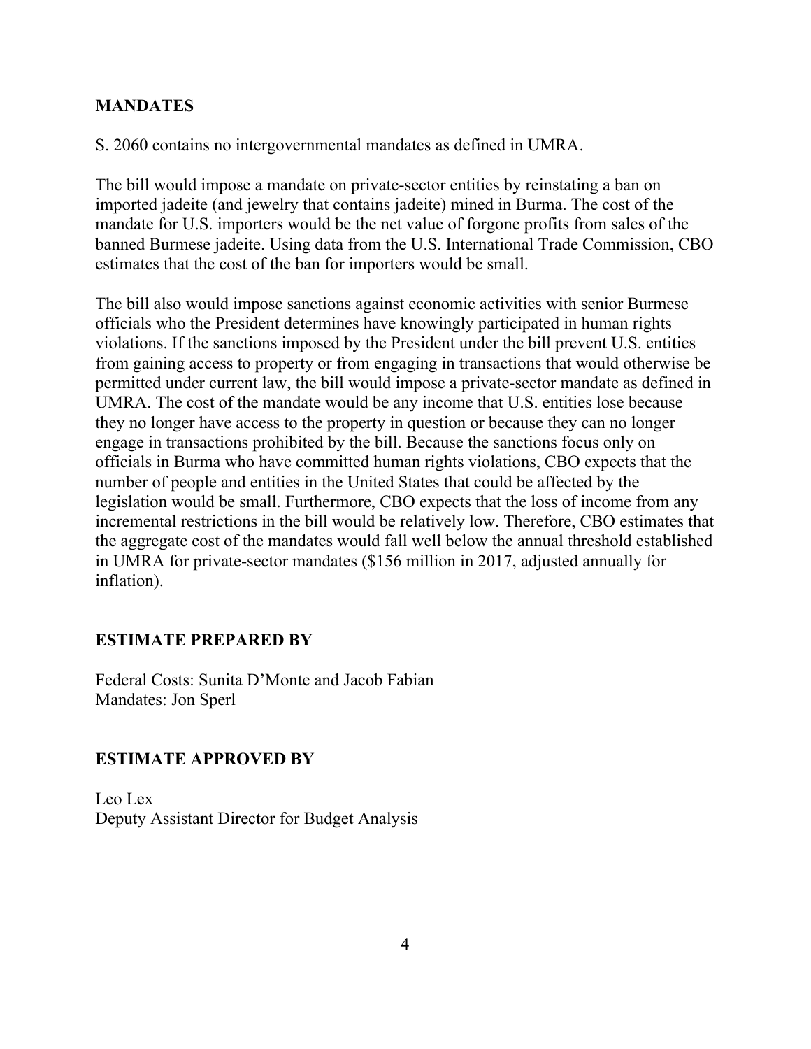## MANDATES

S. 2060 contains no intergovernmental mandates as defined in UMRA.

The bill would impose a mandate on private-sector entities by reinstating a ban on imported jadeite (and jewelry that contains jadeite) mined in Burma. The cost of the mandate for U.S. importers would be the net value of forgone profits from sales of the banned Burmese jadeite. Using data from the U.S. International Trade Commission, CBO estimates that the cost of the ban for importers would be small.

The bill also would impose sanctions against economic activities with senior Burmese officials who the President determines have knowingly participated in human rights violations. If the sanctions imposed by the President under the bill prevent U.S. entities from gaining access to property or from engaging in transactions that would otherwise be permitted under current law, the bill would impose a private-sector mandate as defined in UMRA. The cost of the mandate would be any income that U.S. entities lose because they no longer have access to the property in question or because they can no longer engage in transactions prohibited by the bill. Because the sanctions focus only on officials in Burma who have committed human rights violations, CBO expects that the number of people and entities in the United States that could be affected by the legislation would be small. Furthermore, CBO expects that the loss of income from any incremental restrictions in the bill would be relatively low. Therefore, CBO estimates that the aggregate cost of the mandates would fall well below the annual threshold established in UMRA for private-sector mandates ($156 million in 2017, adjusted annually for inflation).

## ESTIMATE PREPARED BY

Federal Costs: Sunita D'Monte and Jacob Fabian
Mandates: Jon Sperl

## ESTIMATE APPROVED BY

Leo Lex
Deputy Assistant Director for Budget Analysis